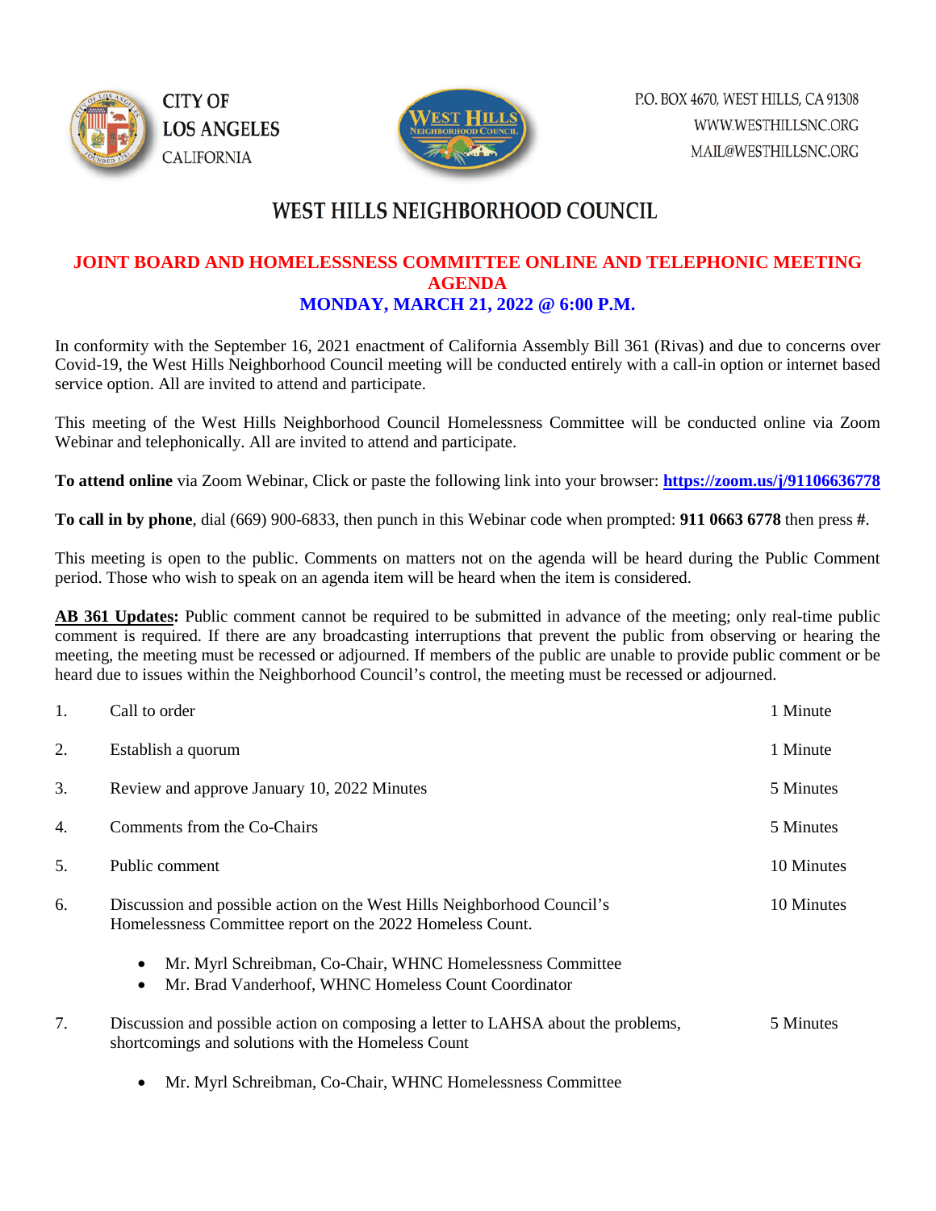CITY OF LOS ANGELES
CALIFORNIA

P.O. BOX 4670, WEST HILLS, CA 91308
WWW.WESTHILLSNC.ORG
MAIL@WESTHILLSNC.ORG

# WEST HILLS NEIGHBORHOOD COUNCIL

## JOINT BOARD AND HOMELESSNESS COMMITTEE ONLINE AND TELEPHONIC MEETING AGENDA

## MONDAY, MARCH 21, 2022 @ 6:00 P.M.

In conformity with the September 16, 2021 enactment of California Assembly Bill 361 (Rivas) and due to concerns over Covid-19, the West Hills Neighborhood Council meeting will be conducted entirely with a call-in option or internet based service option. All are invited to attend and participate.

This meeting of the West Hills Neighborhood Council Homelessness Committee will be conducted online via Zoom Webinar and telephonically. All are invited to attend and participate.

**To attend online** via Zoom Webinar, Click or paste the following link into your browser: **https://zoom.us/j/91106636778**

**To call in by phone**, dial (669) 900-6833, then punch in this Webinar code when prompted: **911 0663 6778** then press **#**.

This meeting is open to the public. Comments on matters not on the agenda will be heard during the Public Comment period. Those who wish to speak on an agenda item will be heard when the item is considered.

**AB 361 Updates:** Public comment cannot be required to be submitted in advance of the meeting; only real-time public comment is required. If there are any broadcasting interruptions that prevent the public from observing or hearing the meeting, the meeting must be recessed or adjourned. If members of the public are unable to provide public comment or be heard due to issues within the Neighborhood Council's control, the meeting must be recessed or adjourned.

1. Call to order — 1 Minute
2. Establish a quorum — 1 Minute
3. Review and approve January 10, 2022 Minutes — 5 Minutes
4. Comments from the Co-Chairs — 5 Minutes
5. Public comment — 10 Minutes
6. Discussion and possible action on the West Hills Neighborhood Council's Homelessness Committee report on the 2022 Homeless Count. — 10 Minutes
   - Mr. Myrl Schreibman, Co-Chair, WHNC Homelessness Committee
   - Mr. Brad Vanderhoof, WHNC Homeless Count Coordinator
7. Discussion and possible action on composing a letter to LAHSA about the problems, shortcomings and solutions with the Homeless Count — 5 Minutes
   - Mr. Myrl Schreibman, Co-Chair, WHNC Homelessness Committee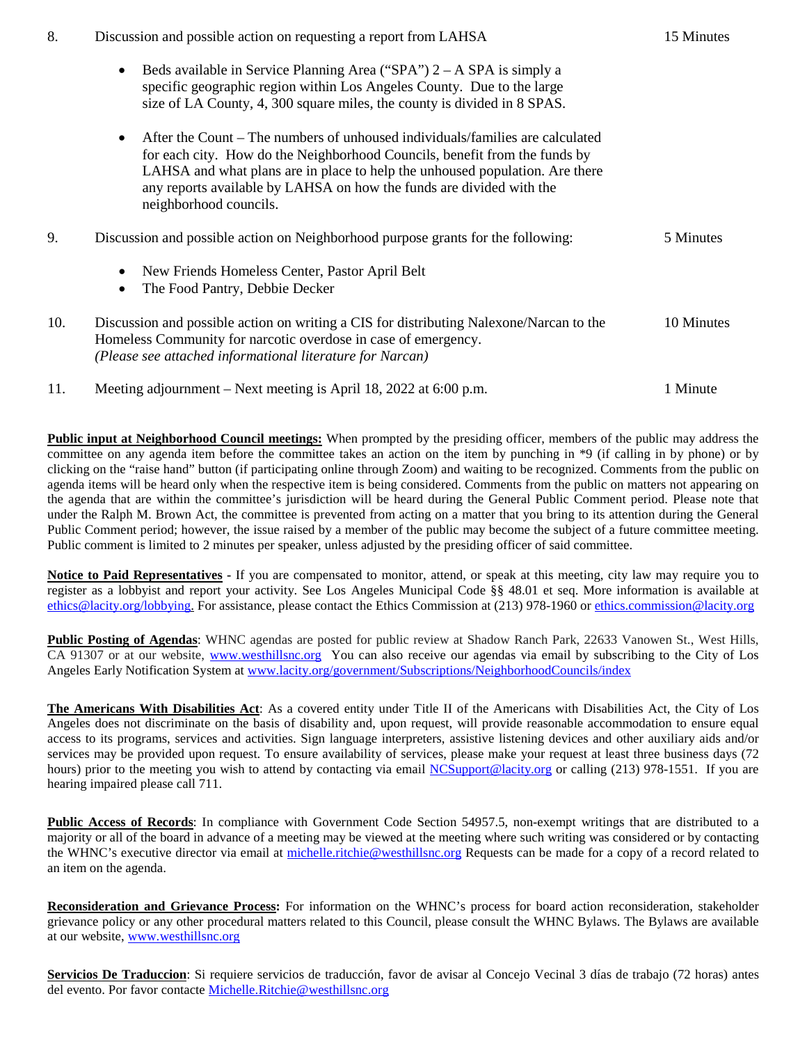8. Discussion and possible action on requesting a report from LAHSA — 15 Minutes

   - Beds available in Service Planning Area ("SPA") 2 – A SPA is simply a specific geographic region within Los Angeles County. Due to the large size of LA County, 4, 300 square miles, the county is divided in 8 SPAS.
   - After the Count – The numbers of unhoused individuals/families are calculated for each city. How do the Neighborhood Councils, benefit from the funds by LAHSA and what plans are in place to help the unhoused population. Are there any reports available by LAHSA on how the funds are divided with the neighborhood councils.

9. Discussion and possible action on Neighborhood purpose grants for the following: — 5 Minutes

   - New Friends Homeless Center, Pastor April Belt
   - The Food Pantry, Debbie Decker

10. Discussion and possible action on writing a CIS for distributing Nalexone/Narcan to the Homeless Community for narcotic overdose in case of emergency. — 10 Minutes
    *(Please see attached informational literature for Narcan)*

11. Meeting adjournment – Next meeting is April 18, 2022 at 6:00 p.m. — 1 Minute

**Public input at Neighborhood Council meetings:** When prompted by the presiding officer, members of the public may address the committee on any agenda item before the committee takes an action on the item by punching in *9 (if calling in by phone) or by clicking on the "raise hand" button (if participating online through Zoom) and waiting to be recognized. Comments from the public on agenda items will be heard only when the respective item is being considered. Comments from the public on matters not appearing on the agenda that are within the committee's jurisdiction will be heard during the General Public Comment period. Please note that under the Ralph M. Brown Act, the committee is prevented from acting on a matter that you bring to its attention during the General Public Comment period; however, the issue raised by a member of the public may become the subject of a future committee meeting. Public comment is limited to 2 minutes per speaker, unless adjusted by the presiding officer of said committee.

**Notice to Paid Representatives -** If you are compensated to monitor, attend, or speak at this meeting, city law may require you to register as a lobbyist and report your activity. See Los Angeles Municipal Code §§ 48.01 et seq. More information is available at ethics@lacity.org/lobbying. For assistance, please contact the Ethics Commission at (213) 978-1960 or ethics.commission@lacity.org

**Public Posting of Agendas**: WHNC agendas are posted for public review at Shadow Ranch Park, 22633 Vanowen St., West Hills, CA 91307 or at our website, www.westhillsnc.org You can also receive our agendas via email by subscribing to the City of Los Angeles Early Notification System at www.lacity.org/government/Subscriptions/NeighborhoodCouncils/index

**The Americans With Disabilities Act**: As a covered entity under Title II of the Americans with Disabilities Act, the City of Los Angeles does not discriminate on the basis of disability and, upon request, will provide reasonable accommodation to ensure equal access to its programs, services and activities. Sign language interpreters, assistive listening devices and other auxiliary aids and/or services may be provided upon request. To ensure availability of services, please make your request at least three business days (72 hours) prior to the meeting you wish to attend by contacting via email NCSupport@lacity.org or calling (213) 978-1551. If you are hearing impaired please call 711.

**Public Access of Records**: In compliance with Government Code Section 54957.5, non-exempt writings that are distributed to a majority or all of the board in advance of a meeting may be viewed at the meeting where such writing was considered or by contacting the WHNC's executive director via email at michelle.ritchie@westhillsnc.org Requests can be made for a copy of a record related to an item on the agenda.

**Reconsideration and Grievance Process:** For information on the WHNC's process for board action reconsideration, stakeholder grievance policy or any other procedural matters related to this Council, please consult the WHNC Bylaws. The Bylaws are available at our website, www.westhillsnc.org

**Servicios De Traduccion**: Si requiere servicios de traducción, favor de avisar al Concejo Vecinal 3 días de trabajo (72 horas) antes del evento. Por favor contacte Michelle.Ritchie@westhillsnc.org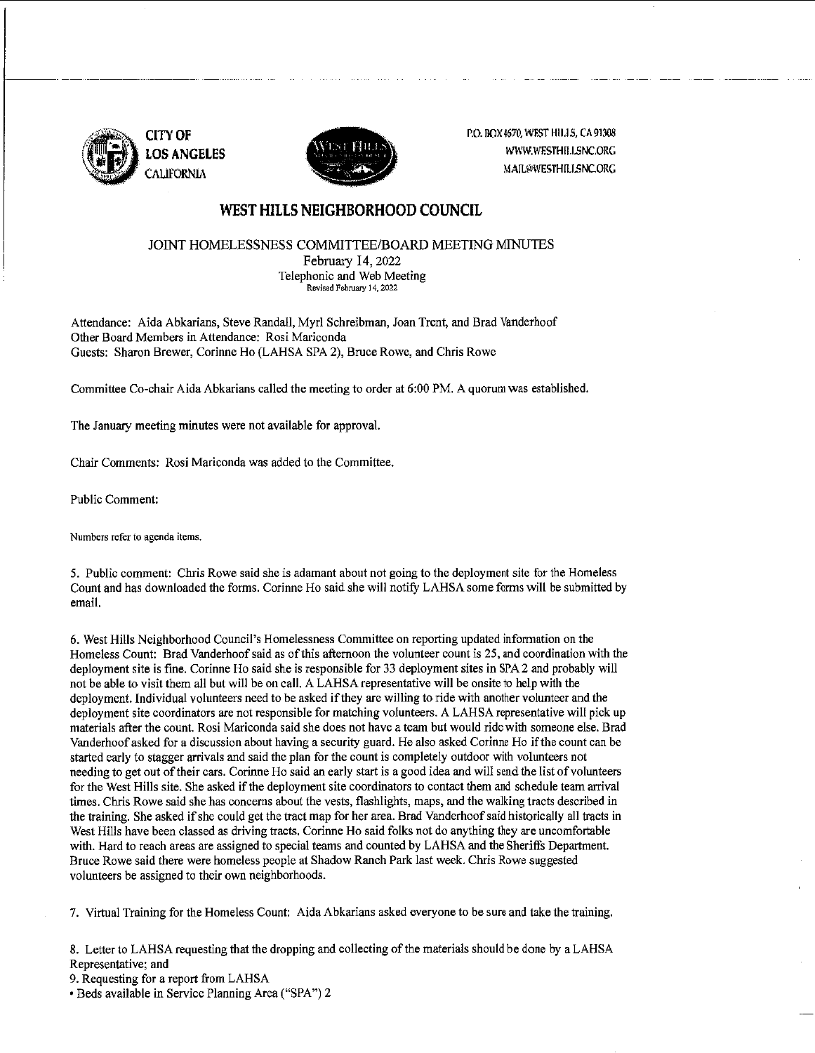CITY OF LOS ANGELES CALIFORNIA

P.O. BOX 4670, WEST HILLS, CA 91308
WWW.WESTHILLSNC.ORG
MAIL@WESTHILLSNC.ORG

# WEST HILLS NEIGHBORHOOD COUNCIL

## JOINT HOMELESSNESS COMMITTEE/BOARD MEETING MINUTES

February 14, 2022
Telephonic and Web Meeting
Revised February 14, 2022

Attendance: Aida Abkarians, Steve Randall, Myrl Schreibman, Joan Trent, and Brad Vanderhoof
Other Board Members in Attendance: Rosi Mariconda
Guests: Sharon Brewer, Corinne Ho (LAHSA SPA 2), Bruce Rowe, and Chris Rowe

Committee Co-chair Aida Abkarians called the meeting to order at 6:00 PM. A quorum was established.

The January meeting minutes were not available for approval.

Chair Comments: Rosi Mariconda was added to the Committee.

Public Comment:

Numbers refer to agenda items.

5. Public comment: Chris Rowe said she is adamant about not going to the deployment site for the Homeless Count and has downloaded the forms. Corinne Ho said she will notify LAHSA some forms will be submitted by email.

6. West Hills Neighborhood Council's Homelessness Committee on reporting updated information on the Homeless Count: Brad Vanderhoof said as of this afternoon the volunteer count is 25, and coordination with the deployment site is fine. Corinne Ho said she is responsible for 33 deployment sites in SPA 2 and probably will not be able to visit them all but will be on call. A LAHSA representative will be onsite to help with the deployment. Individual volunteers need to be asked if they are willing to ride with another volunteer and the deployment site coordinators are not responsible for matching volunteers. A LAHSA representative will pick up materials after the count. Rosi Mariconda said she does not have a team but would ride with someone else. Brad Vanderhoof asked for a discussion about having a security guard. He also asked Corinne Ho if the count can be started early to stagger arrivals and said the plan for the count is completely outdoor with volunteers not needing to get out of their cars. Corinne Ho said an early start is a good idea and will send the list of volunteers for the West Hills site. She asked if the deployment site coordinators to contact them and schedule team arrival times. Chris Rowe said she has concerns about the vests, flashlights, maps, and the walking tracts described in the training. She asked if she could get the tract map for her area. Brad Vanderhoof said historically all tracts in West Hills have been classed as driving tracts. Corinne Ho said folks not do anything they are uncomfortable with. Hard to reach areas are assigned to special teams and counted by LAHSA and the Sheriffs Department. Bruce Rowe said there were homeless people at Shadow Ranch Park last week. Chris Rowe suggested volunteers be assigned to their own neighborhoods.

7. Virtual Training for the Homeless Count: Aida Abkarians asked everyone to be sure and take the training.

8. Letter to LAHSA requesting that the dropping and collecting of the materials should be done by a LAHSA Representative; and
9. Requesting for a report from LAHSA
• Beds available in Service Planning Area ("SPA") 2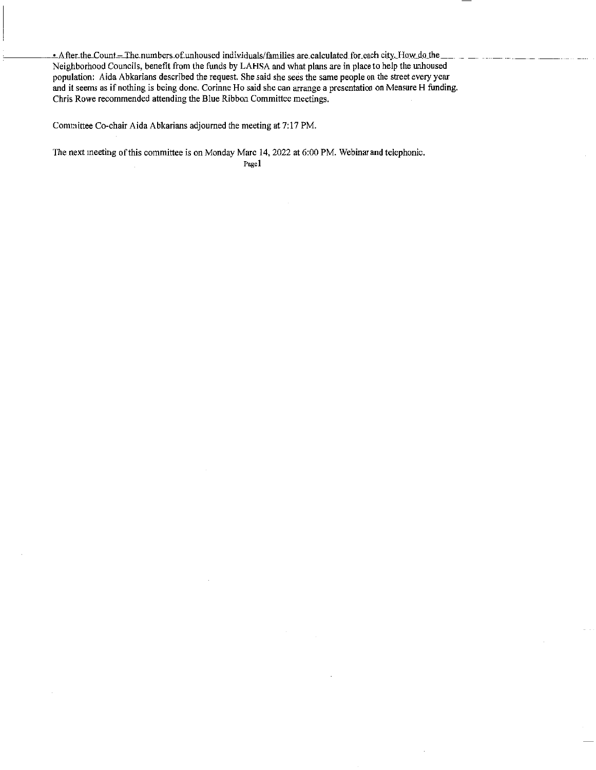- After the Count – The numbers of unhoused individuals/families are calculated for each city. How do the Neighborhood Councils, benefit from the funds by LAHSA and what plans are in place to help the unhoused population: Aida Abkarians described the request. She said she sees the same people on the street every year and it seems as if nothing is being done. Corinne Ho said she can arrange a presentation on Measure H funding. Chris Rowe recommended attending the Blue Ribbon Committee meetings.

Committee Co-chair Aida Abkarians adjourned the meeting at 7:17 PM.

The next meeting of this committee is on Monday Marc 14, 2022 at 6:00 PM. Webinar and telephonic.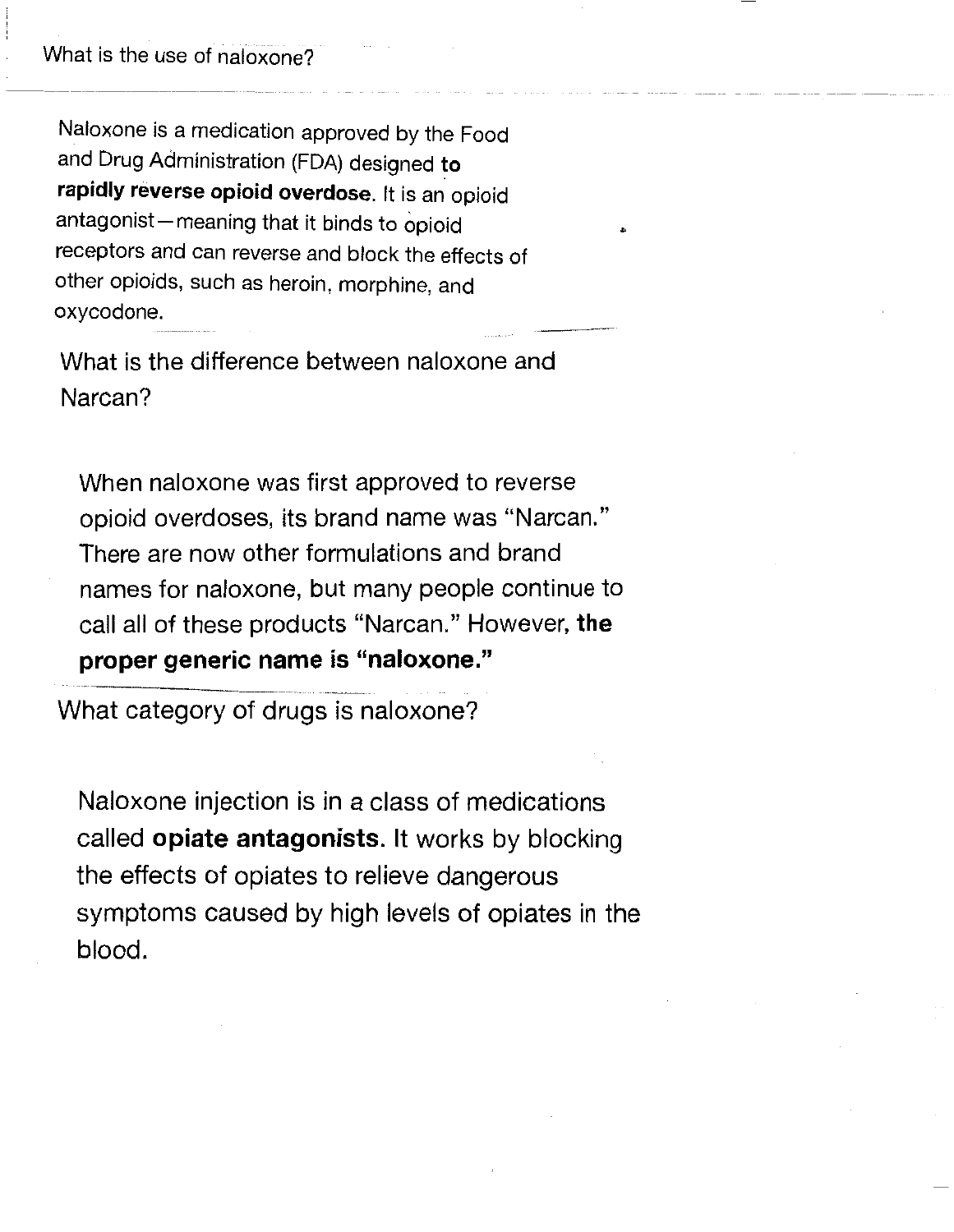## What is the use of naloxone?

Naloxone is a medication approved by the Food and Drug Administration (FDA) designed **to rapidly reverse opioid overdose**. It is an opioid antagonist—meaning that it binds to opioid receptors and can reverse and block the effects of other opioids, such as heroin, morphine, and oxycodone.

## What is the difference between naloxone and Narcan?

When naloxone was first approved to reverse opioid overdoses, its brand name was "Narcan." There are now other formulations and brand names for naloxone, but many people continue to call all of these products "Narcan." However, **the proper generic name is "naloxone."**

## What category of drugs is naloxone?

Naloxone injection is in a class of medications called **opiate antagonists**. It works by blocking the effects of opiates to relieve dangerous symptoms caused by high levels of opiates in the blood.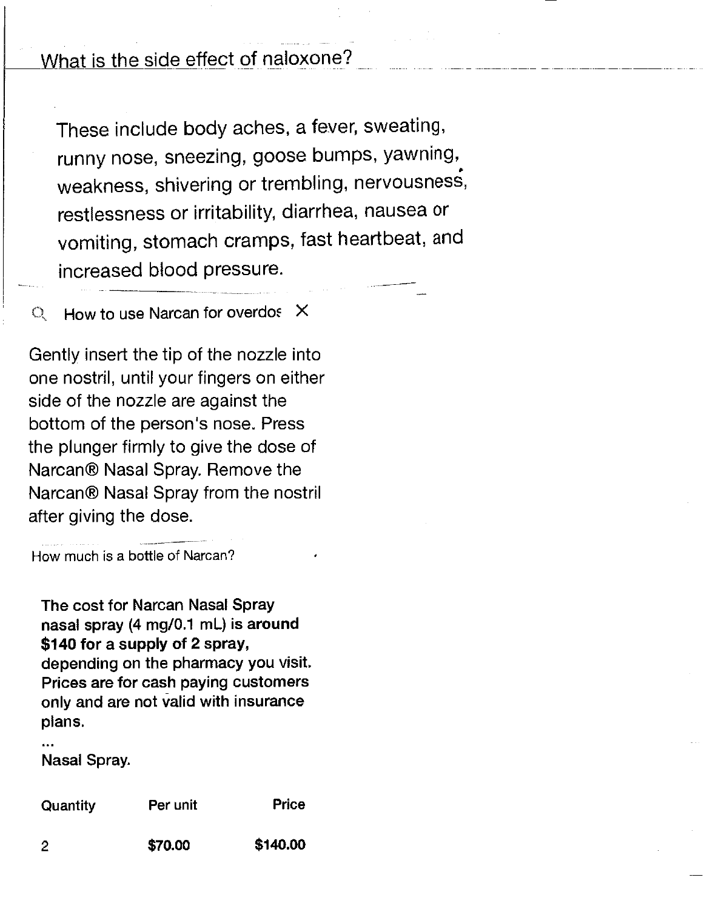What is the side effect of naloxone?

These include body aches, a fever, sweating, runny nose, sneezing, goose bumps, yawning, weakness, shivering or trembling, nervousness, restlessness or irritability, diarrhea, nausea or vomiting, stomach cramps, fast heartbeat, and increased blood pressure.

How to use Narcan for overdos ×

Gently insert the tip of the nozzle into one nostril, until your fingers on either side of the nozzle are against the bottom of the person's nose. Press the plunger firmly to give the dose of Narcan® Nasal Spray. Remove the Narcan® Nasal Spray from the nostril after giving the dose.

How much is a bottle of Narcan?

**The cost for Narcan Nasal Spray nasal spray (4 mg/0.1 mL) is around $140 for a supply of 2 spray, depending on the pharmacy you visit. Prices are for cash paying customers only and are not valid with insurance plans.**

**...**

**Nasal Spray.**

| Quantity | Per unit | Price |
| --- | --- | --- |
| 2 | $70.00 | $140.00 |